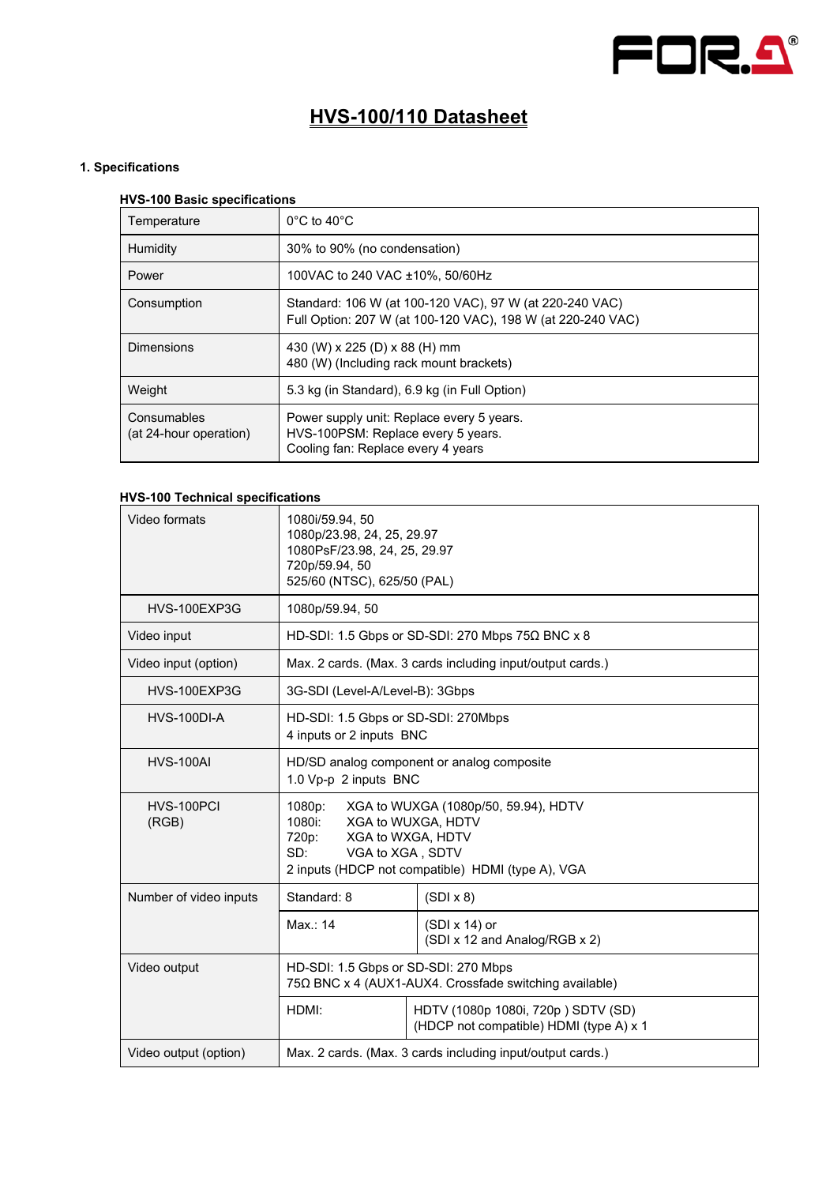# HVS-100/110 Datasheet

## 1. Specifications

### HVS-100 Basic specifications

| | |
|---|---|
| Temperature | 0°C to 40°C |
| Humidity | 30% to 90% (no condensation) |
| Power | 100VAC to 240 VAC ±10%, 50/60Hz |
| Consumption | Standard: 106 W (at 100-120 VAC), 97 W (at 220-240 VAC)<br>Full Option: 207 W (at 100-120 VAC), 198 W (at 220-240 VAC) |
| Dimensions | 430 (W) x 225 (D) x 88 (H) mm<br>480 (W) (Including rack mount brackets) |
| Weight | 5.3 kg (in Standard), 6.9 kg (in Full Option) |
| Consumables<br>(at 24-hour operation) | Power supply unit: Replace every 5 years.<br>HVS-100PSM: Replace every 5 years.<br>Cooling fan: Replace every 4 years |

### HVS-100 Technical specifications

| | | |
|---|---|---|
| Video formats | 1080i/59.94, 50<br>1080p/23.98, 24, 25, 29.97<br>1080PsF/23.98, 24, 25, 29.97<br>720p/59.94, 50<br>525/60 (NTSC), 625/50 (PAL) | |
| HVS-100EXP3G | 1080p/59.94, 50 | |
| Video input | HD-SDI: 1.5 Gbps or SD-SDI: 270 Mbps 75Ω BNC x 8 | |
| Video input (option) | Max. 2 cards. (Max. 3 cards including input/output cards.) | |
| HVS-100EXP3G | 3G-SDI (Level-A/Level-B): 3Gbps | |
| HVS-100DI-A | HD-SDI: 1.5 Gbps or SD-SDI: 270Mbps<br>4 inputs or 2 inputs BNC | |
| HVS-100AI | HD/SD analog component or analog composite<br>1.0 Vp-p 2 inputs BNC | |
| HVS-100PCI (RGB) | 1080p: XGA to WUXGA (1080p/50, 59.94), HDTV<br>1080i: XGA to WUXGA, HDTV<br>720p: XGA to WXGA, HDTV<br>SD: VGA to XGA , SDTV<br>2 inputs (HDCP not compatible) HDMI (type A), VGA | |
| Number of video inputs | Standard: 8 | (SDI x 8) |
| | Max.: 14 | (SDI x 14) or<br>(SDI x 12 and Analog/RGB x 2) |
| Video output | HD-SDI: 1.5 Gbps or SD-SDI: 270 Mbps<br>75Ω BNC x 4 (AUX1-AUX4. Crossfade switching available) | |
| | HDMI: | HDTV (1080p 1080i, 720p ) SDTV (SD)<br>(HDCP not compatible) HDMI (type A) x 1 |
| Video output (option) | Max. 2 cards. (Max. 3 cards including input/output cards.) | |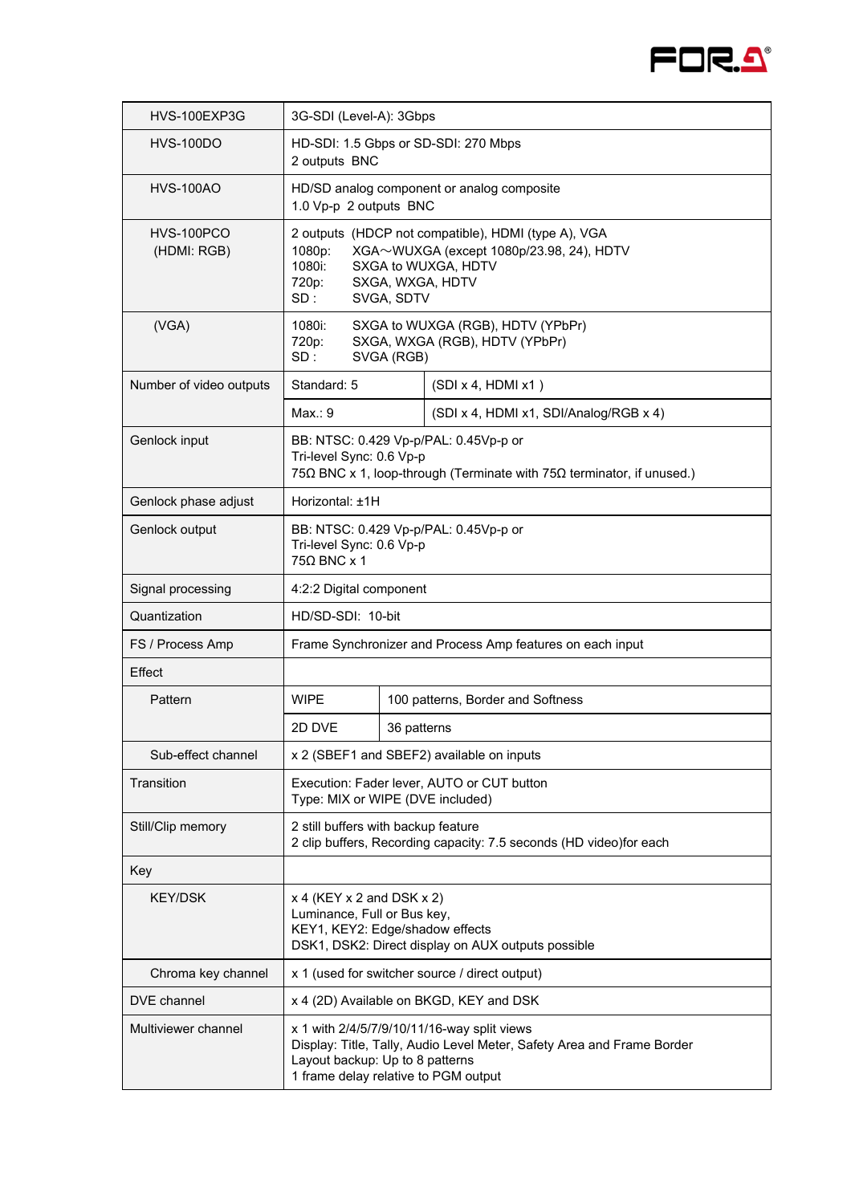| | | |
|---|---|---|
| HVS-100EXP3G | 3G-SDI (Level-A): 3Gbps | |
| HVS-100DO | HD-SDI: 1.5 Gbps or SD-SDI: 270 Mbps<br>2 outputs BNC | |
| HVS-100AO | HD/SD analog component or analog composite<br>1.0 Vp-p 2 outputs BNC | |
| HVS-100PCO<br>(HDMI: RGB) | 2 outputs (HDCP not compatible), HDMI (type A), VGA<br>1080p: XGA～WUXGA (except 1080p/23.98, 24), HDTV<br>1080i: SXGA to WUXGA, HDTV<br>720p: SXGA, WXGA, HDTV<br>SD : SVGA, SDTV | |
| (VGA) | 1080i: SXGA to WUXGA (RGB), HDTV (YPbPr)<br>720p: SXGA, WXGA (RGB), HDTV (YPbPr)<br>SD : SVGA (RGB) | |
| Number of video outputs | Standard: 5 | (SDI x 4, HDMI x1 ) |
| | Max.: 9 | (SDI x 4, HDMI x1, SDI/Analog/RGB x 4) |
| Genlock input | BB: NTSC: 0.429 Vp-p/PAL: 0.45Vp-p or<br>Tri-level Sync: 0.6 Vp-p<br>75Ω BNC x 1, loop-through (Terminate with 75Ω terminator, if unused.) | |
| Genlock phase adjust | Horizontal: ±1H | |
| Genlock output | BB: NTSC: 0.429 Vp-p/PAL: 0.45Vp-p or<br>Tri-level Sync: 0.6 Vp-p<br>75Ω BNC x 1 | |
| Signal processing | 4:2:2 Digital component | |
| Quantization | HD/SD-SDI: 10-bit | |
| FS / Process Amp | Frame Synchronizer and Process Amp features on each input | |
| Effect | | |
| Pattern | WIPE | 100 patterns, Border and Softness |
| | 2D DVE | 36 patterns |
| Sub-effect channel | x 2 (SBEF1 and SBEF2) available on inputs | |
| Transition | Execution: Fader lever, AUTO or CUT button<br>Type: MIX or WIPE (DVE included) | |
| Still/Clip memory | 2 still buffers with backup feature<br>2 clip buffers, Recording capacity: 7.5 seconds (HD video)for each | |
| Key | | |
| KEY/DSK | x 4 (KEY x 2 and DSK x 2)<br>Luminance, Full or Bus key,<br>KEY1, KEY2: Edge/shadow effects<br>DSK1, DSK2: Direct display on AUX outputs possible | |
| Chroma key channel | x 1 (used for switcher source / direct output) | |
| DVE channel | x 4 (2D) Available on BKGD, KEY and DSK | |
| Multiviewer channel | x 1 with 2/4/5/7/9/10/11/16-way split views<br>Display: Title, Tally, Audio Level Meter, Safety Area and Frame Border<br>Layout backup: Up to 8 patterns<br>1 frame delay relative to PGM output | |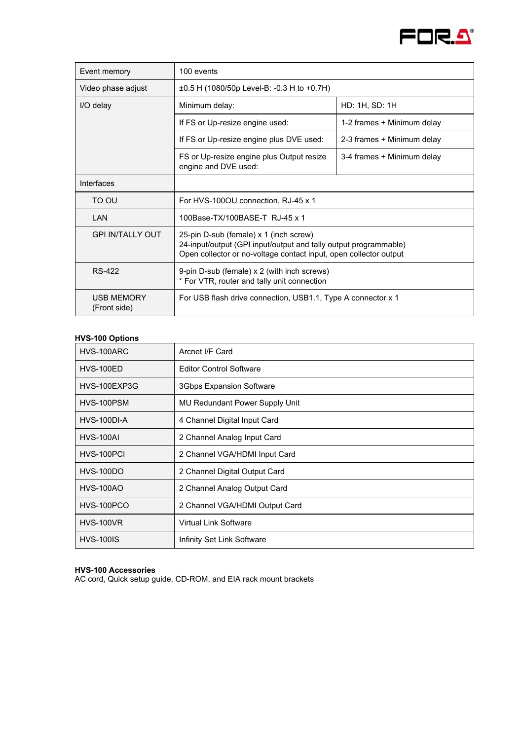| | | |
|---|---|---|
| Event memory | 100 events | |
| Video phase adjust | ±0.5 H (1080/50p Level-B: -0.3 H to +0.7H) | |
| I/O delay | Minimum delay: | HD: 1H, SD: 1H |
| | If FS or Up-resize engine used: | 1-2 frames + Minimum delay |
| | If FS or Up-resize engine plus DVE used: | 2-3 frames + Minimum delay |
| | FS or Up-resize engine plus Output resize engine and DVE used: | 3-4 frames + Minimum delay |
| Interfaces | | |
| TO OU | For HVS-100OU connection, RJ-45 x 1 | |
| LAN | 100Base-TX/100BASE-T RJ-45 x 1 | |
| GPI IN/TALLY OUT | 25-pin D-sub (female) x 1 (inch screw)<br>24-input/output (GPI input/output and tally output programmable)<br>Open collector or no-voltage contact input, open collector output | |
| RS-422 | 9-pin D-sub (female) x 2 (with inch screws)<br>* For VTR, router and tally unit connection | |
| USB MEMORY (Front side) | For USB flash drive connection, USB1.1, Type A connector x 1 | |

**HVS-100 Options**

| | |
|---|---|
| HVS-100ARC | Arcnet I/F Card |
| HVS-100ED | Editor Control Software |
| HVS-100EXP3G | 3Gbps Expansion Software |
| HVS-100PSM | MU Redundant Power Supply Unit |
| HVS-100DI-A | 4 Channel Digital Input Card |
| HVS-100AI | 2 Channel Analog Input Card |
| HVS-100PCI | 2 Channel VGA/HDMI Input Card |
| HVS-100DO | 2 Channel Digital Output Card |
| HVS-100AO | 2 Channel Analog Output Card |
| HVS-100PCO | 2 Channel VGA/HDMI Output Card |
| HVS-100VR | Virtual Link Software |
| HVS-100IS | Infinity Set Link Software |

**HVS-100 Accessories**
AC cord, Quick setup guide, CD-ROM, and EIA rack mount brackets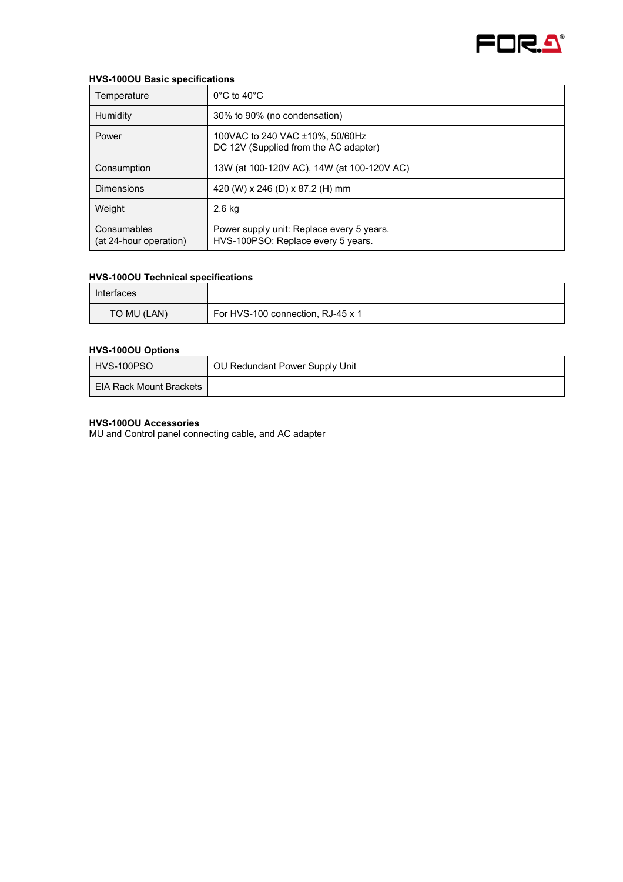**HVS-100OU Basic specifications**

| Temperature | 0°C to 40°C |
|---|---|
| Humidity | 30% to 90% (no condensation) |
| Power | 100VAC to 240 VAC ±10%, 50/60Hz<br>DC 12V (Supplied from the AC adapter) |
| Consumption | 13W (at 100-120V AC), 14W (at 100-120V AC) |
| Dimensions | 420 (W) x 246 (D) x 87.2 (H) mm |
| Weight | 2.6 kg |
| Consumables<br>(at 24-hour operation) | Power supply unit: Replace every 5 years.<br>HVS-100PSO: Replace every 5 years. |

**HVS-100OU Technical specifications**

| Interfaces | |
|---|---|
| TO MU (LAN) | For HVS-100 connection, RJ-45 x 1 |

**HVS-100OU Options**

| HVS-100PSO | OU Redundant Power Supply Unit |
|---|---|
| EIA Rack Mount Brackets | |

**HVS-100OU Accessories**

MU and Control panel connecting cable, and AC adapter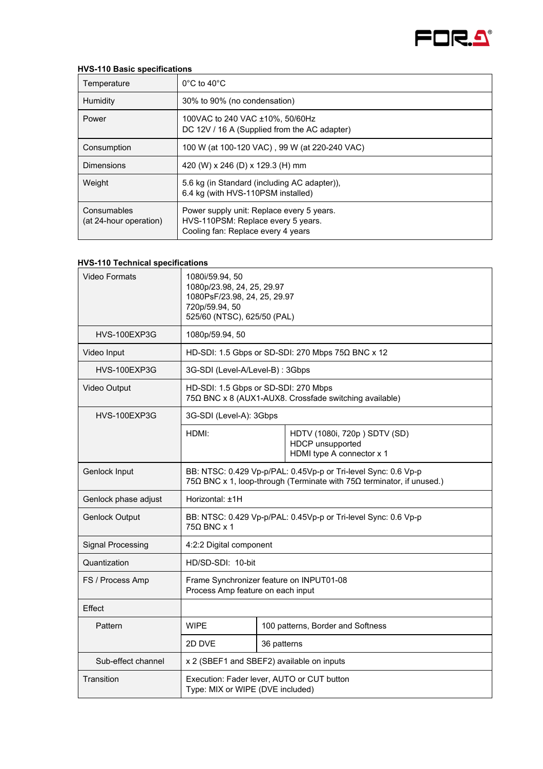**HVS-110 Basic specifications**

| Temperature | 0°C to 40°C |
|---|---|
| Humidity | 30% to 90% (no condensation) |
| Power | 100VAC to 240 VAC ±10%, 50/60Hz<br>DC 12V / 16 A (Supplied from the AC adapter) |
| Consumption | 100 W (at 100-120 VAC) , 99 W (at 220-240 VAC) |
| Dimensions | 420 (W) x 246 (D) x 129.3 (H) mm |
| Weight | 5.6 kg (in Standard (including AC adapter)),<br>6.4 kg (with HVS-110PSM installed) |
| Consumables<br>(at 24-hour operation) | Power supply unit: Replace every 5 years.<br>HVS-110PSM: Replace every 5 years.<br>Cooling fan: Replace every 4 years |

**HVS-110 Technical specifications**

| Video Formats | 1080i/59.94, 50<br>1080p/23.98, 24, 25, 29.97<br>1080PsF/23.98, 24, 25, 29.97<br>720p/59.94, 50<br>525/60 (NTSC), 625/50 (PAL) | |
|---|---|---|
| HVS-100EXP3G | 1080p/59.94, 50 | |
| Video Input | HD-SDI: 1.5 Gbps or SD-SDI: 270 Mbps 75Ω BNC x 12 | |
| HVS-100EXP3G | 3G-SDI (Level-A/Level-B) : 3Gbps | |
| Video Output | HD-SDI: 1.5 Gbps or SD-SDI: 270 Mbps<br>75Ω BNC x 8 (AUX1-AUX8. Crossfade switching available) | |
| HVS-100EXP3G | 3G-SDI (Level-A): 3Gbps | |
| | HDMI: | HDTV (1080i, 720p ) SDTV (SD)<br>HDCP unsupported<br>HDMI type A connector x 1 |
| Genlock Input | BB: NTSC: 0.429 Vp-p/PAL: 0.45Vp-p or Tri-level Sync: 0.6 Vp-p<br>75Ω BNC x 1, loop-through (Terminate with 75Ω terminator, if unused.) | |
| Genlock phase adjust | Horizontal: ±1H | |
| Genlock Output | BB: NTSC: 0.429 Vp-p/PAL: 0.45Vp-p or Tri-level Sync: 0.6 Vp-p<br>75Ω BNC x 1 | |
| Signal Processing | 4:2:2 Digital component | |
| Quantization | HD/SD-SDI: 10-bit | |
| FS / Process Amp | Frame Synchronizer feature on INPUT01-08<br>Process Amp feature on each input | |
| Effect | | |
| Pattern | WIPE | 100 patterns, Border and Softness |
| | 2D DVE | 36 patterns |
| Sub-effect channel | x 2 (SBEF1 and SBEF2) available on inputs | |
| Transition | Execution: Fader lever, AUTO or CUT button<br>Type: MIX or WIPE (DVE included) | |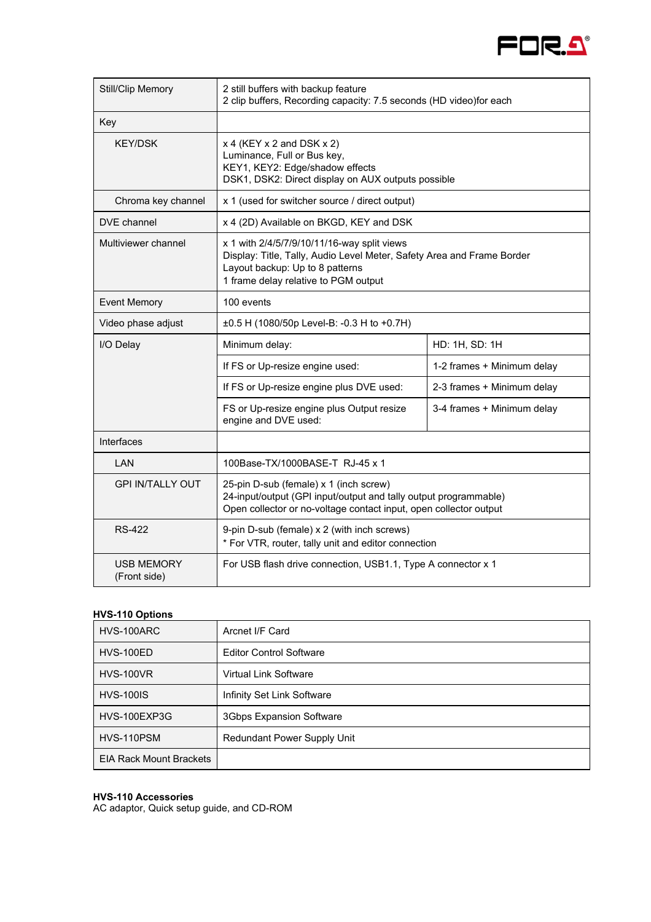| | | |
|---|---|---|
| Still/Clip Memory | 2 still buffers with backup feature<br>2 clip buffers, Recording capacity: 7.5 seconds (HD video)for each | |
| Key | | |
| KEY/DSK | x 4 (KEY x 2 and DSK x 2)<br>Luminance, Full or Bus key,<br>KEY1, KEY2: Edge/shadow effects<br>DSK1, DSK2: Direct display on AUX outputs possible | |
| Chroma key channel | x 1 (used for switcher source / direct output) | |
| DVE channel | x 4 (2D) Available on BKGD, KEY and DSK | |
| Multiviewer channel | x 1 with 2/4/5/7/9/10/11/16-way split views<br>Display: Title, Tally, Audio Level Meter, Safety Area and Frame Border<br>Layout backup: Up to 8 patterns<br>1 frame delay relative to PGM output | |
| Event Memory | 100 events | |
| Video phase adjust | ±0.5 H (1080/50p Level-B: -0.3 H to +0.7H) | |
| I/O Delay | Minimum delay: | HD: 1H, SD: 1H |
| | If FS or Up-resize engine used: | 1-2 frames + Minimum delay |
| | If FS or Up-resize engine plus DVE used: | 2-3 frames + Minimum delay |
| | FS or Up-resize engine plus Output resize engine and DVE used: | 3-4 frames + Minimum delay |
| Interfaces | | |
| LAN | 100Base-TX/1000BASE-T RJ-45 x 1 | |
| GPI IN/TALLY OUT | 25-pin D-sub (female) x 1 (inch screw)<br>24-input/output (GPI input/output and tally output programmable)<br>Open collector or no-voltage contact input, open collector output | |
| RS-422 | 9-pin D-sub (female) x 2 (with inch screws)<br>* For VTR, router, tally unit and editor connection | |
| USB MEMORY (Front side) | For USB flash drive connection, USB1.1, Type A connector x 1 | |

**HVS-110 Options**

| | |
|---|---|
| HVS-100ARC | Arcnet I/F Card |
| HVS-100ED | Editor Control Software |
| HVS-100VR | Virtual Link Software |
| HVS-100IS | Infinity Set Link Software |
| HVS-100EXP3G | 3Gbps Expansion Software |
| HVS-110PSM | Redundant Power Supply Unit |
| EIA Rack Mount Brackets | |

**HVS-110 Accessories**
AC adaptor, Quick setup guide, and CD-ROM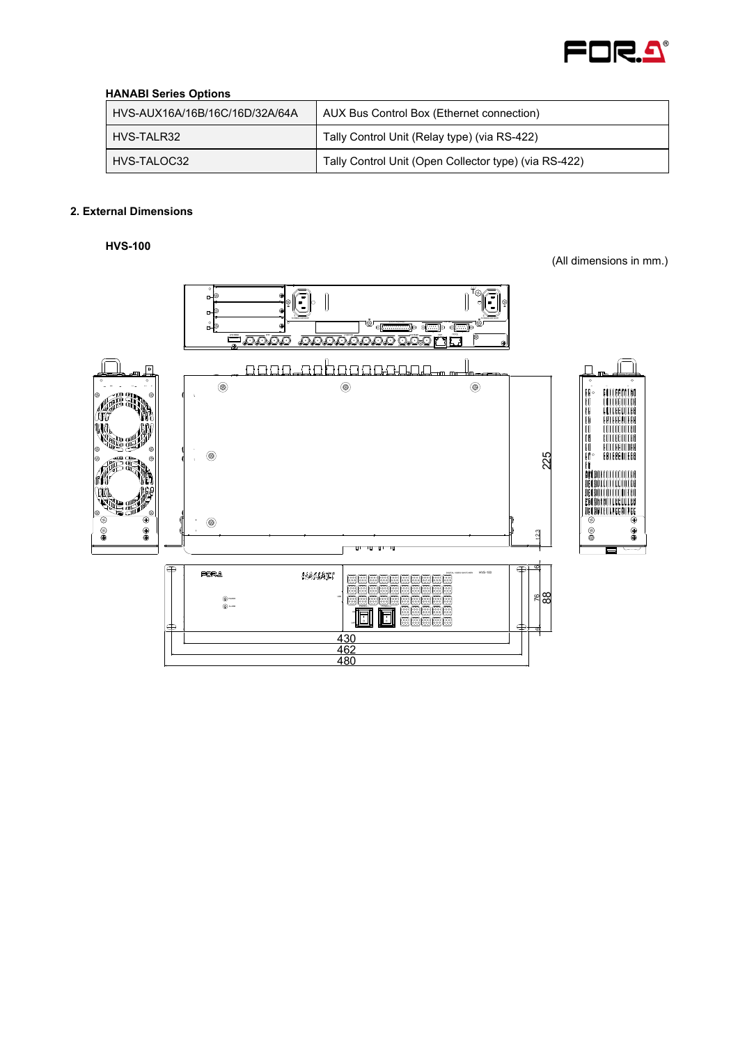**HANABI Series Options**

| HVS-AUX16A/16B/16C/16D/32A/64A | AUX Bus Control Box (Ethernet connection) |
|---|---|
| HVS-TALR32 | Tally Control Unit (Relay type) (via RS-422) |
| HVS-TALOC32 | Tally Control Unit (Open Collector type) (via RS-422) |

## 2. External Dimensions

### HVS-100

(All dimensions in mm.)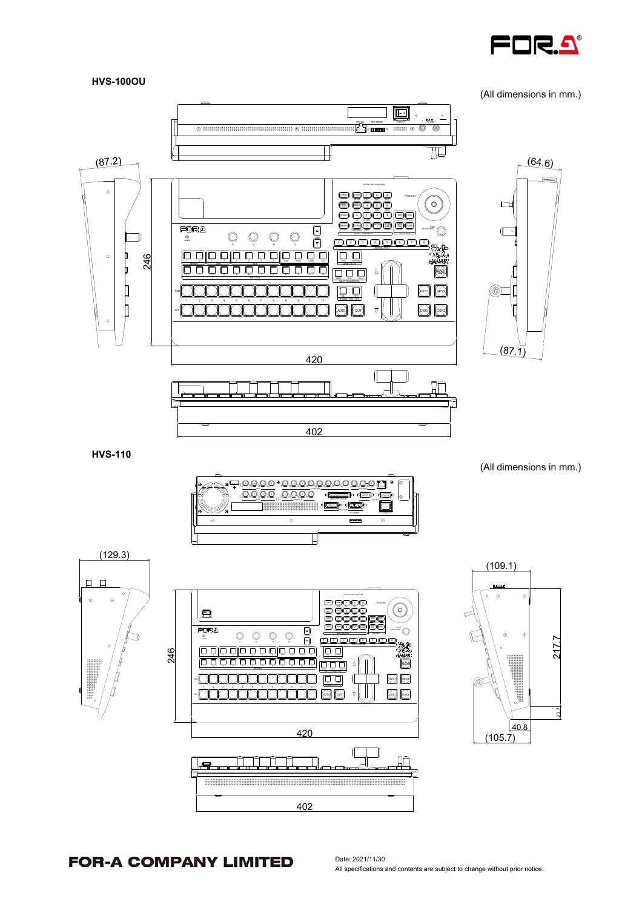## HVS-100OU

(All dimensions in mm.)

(87.2)

(64.6)

246

420

(87.1)

402

## HVS-110

(All dimensions in mm.)

(129.3)

(109.1)

246

217.7

23.7

40.8

(105.7)

420

402

**FOR-A COMPANY LIMITED**

Date: 2021/11/30

All specifications and contents are subject to change without prior notice.